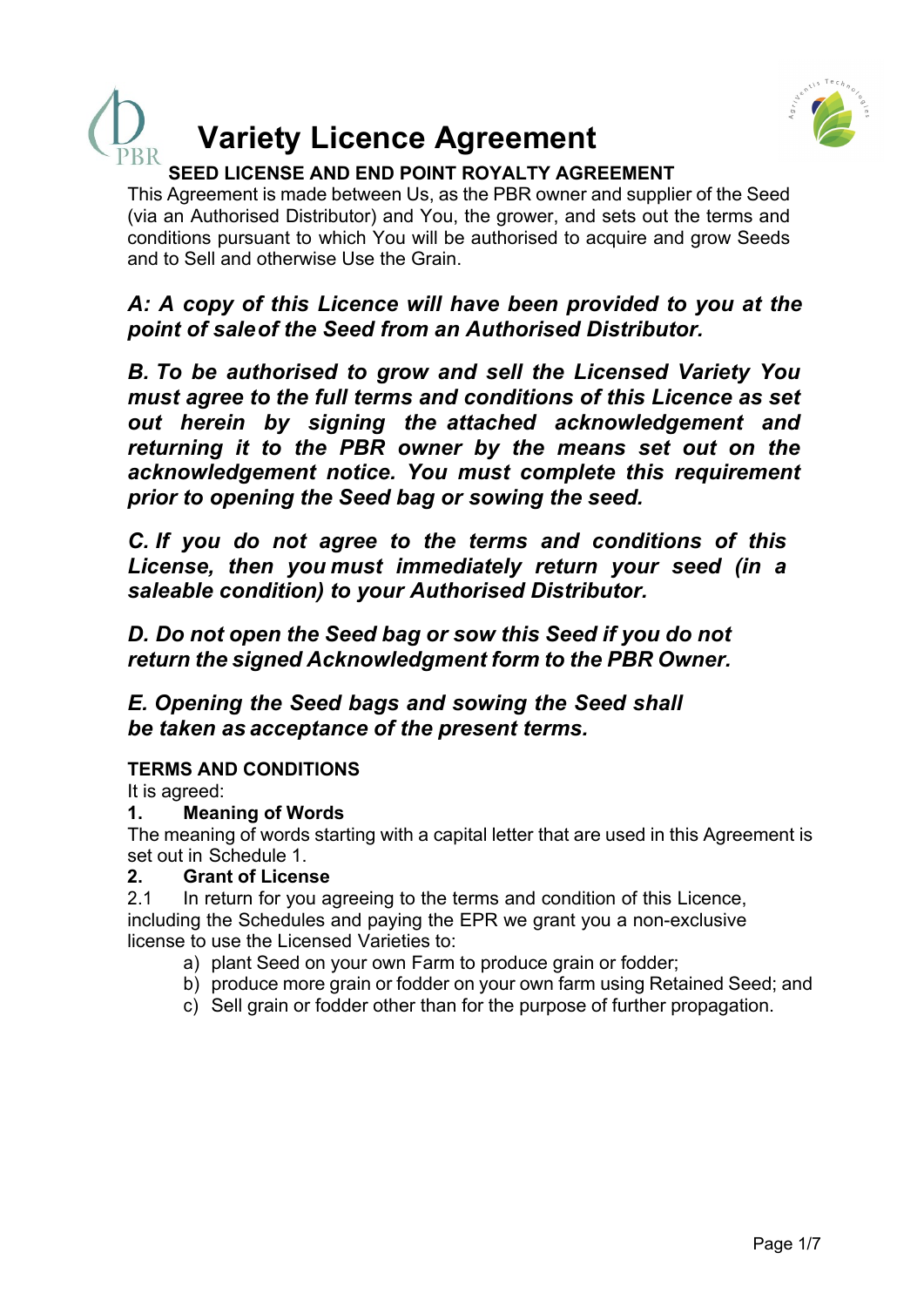# Variety Licence Agreement

## SEED LICENSE AND END POINT ROYALTY AGREEMENT

This Agreement is made between Us, as the PBR owner and supplier of the Seed (via an Authorised Distributor) and You, the grower, and sets out the terms and conditions pursuant to which You will be authorised to acquire and grow Seeds and to Sell and otherwise Use the Grain.

***A: A copy of this Licence will have been provided to you at the point of sale of the Seed from an Authorised Distributor.***

***B. To be authorised to grow and sell the Licensed Variety You must agree to the full terms and conditions of this Licence as set out herein by signing the attached acknowledgement and returning it to the PBR owner by the means set out on the acknowledgement notice. You must complete this requirement prior to opening the Seed bag or sowing the seed.***

***C. If you do not agree to the terms and conditions of this License, then you must immediately return your seed (in a saleable condition) to your Authorised Distributor.***

***D. Do not open the Seed bag or sow this Seed if you do not return the signed Acknowledgment form to the PBR Owner.***

***E. Opening the Seed bags and sowing the Seed shall be taken as acceptance of the present terms.***

**TERMS AND CONDITIONS**

It is agreed:

**1. Meaning of Words**

The meaning of words starting with a capital letter that are used in this Agreement is set out in Schedule 1.

**2. Grant of License**

2.1 In return for you agreeing to the terms and condition of this Licence, including the Schedules and paying the EPR we grant you a non-exclusive license to use the Licensed Varieties to:

a) plant Seed on your own Farm to produce grain or fodder;
b) produce more grain or fodder on your own farm using Retained Seed; and
c) Sell grain or fodder other than for the purpose of further propagation.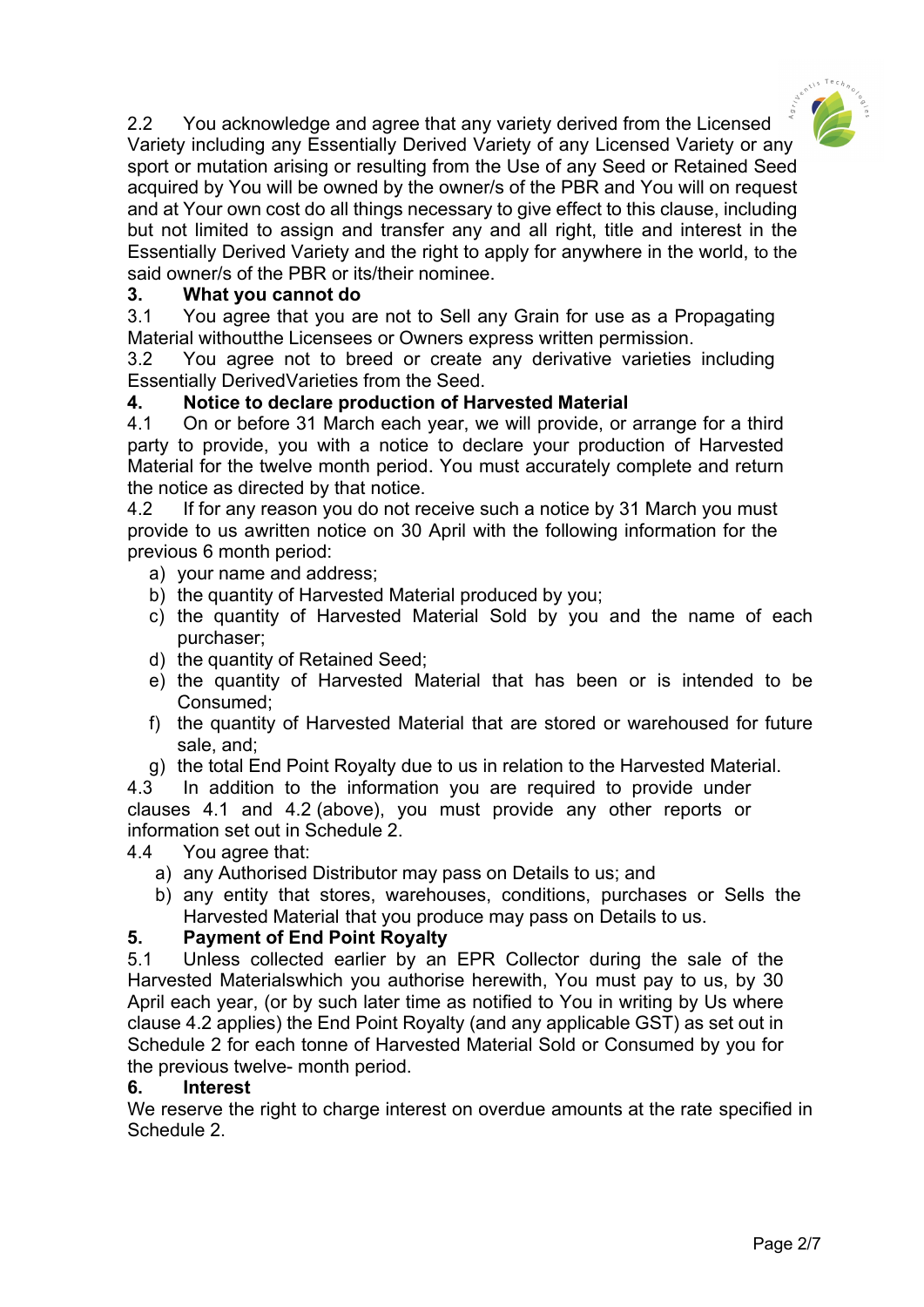2.2 You acknowledge and agree that any variety derived from the Licensed Variety including any Essentially Derived Variety of any Licensed Variety or any sport or mutation arising or resulting from the Use of any Seed or Retained Seed acquired by You will be owned by the owner/s of the PBR and You will on request and at Your own cost do all things necessary to give effect to this clause, including but not limited to assign and transfer any and all right, title and interest in the Essentially Derived Variety and the right to apply for anywhere in the world, to the said owner/s of the PBR or its/their nominee.

**3. What you cannot do**

3.1 You agree that you are not to Sell any Grain for use as a Propagating Material withoutthe Licensees or Owners express written permission.

3.2 You agree not to breed or create any derivative varieties including Essentially DerivedVarieties from the Seed.

**4. Notice to declare production of Harvested Material**

4.1 On or before 31 March each year, we will provide, or arrange for a third party to provide, you with a notice to declare your production of Harvested Material for the twelve month period. You must accurately complete and return the notice as directed by that notice.

4.2 If for any reason you do not receive such a notice by 31 March you must provide to us awritten notice on 30 April with the following information for the previous 6 month period:

a) your name and address;
b) the quantity of Harvested Material produced by you;
c) the quantity of Harvested Material Sold by you and the name of each purchaser;
d) the quantity of Retained Seed;
e) the quantity of Harvested Material that has been or is intended to be Consumed;
f) the quantity of Harvested Material that are stored or warehoused for future sale, and;
g) the total End Point Royalty due to us in relation to the Harvested Material.

4.3 In addition to the information you are required to provide under clauses 4.1 and 4.2 (above), you must provide any other reports or information set out in Schedule 2.

4.4 You agree that:

a) any Authorised Distributor may pass on Details to us; and
b) any entity that stores, warehouses, conditions, purchases or Sells the Harvested Material that you produce may pass on Details to us.

**5. Payment of End Point Royalty**

5.1 Unless collected earlier by an EPR Collector during the sale of the Harvested Materialswhich you authorise herewith, You must pay to us, by 30 April each year, (or by such later time as notified to You in writing by Us where clause 4.2 applies) the End Point Royalty (and any applicable GST) as set out in Schedule 2 for each tonne of Harvested Material Sold or Consumed by you for the previous twelve- month period.

**6. Interest**

We reserve the right to charge interest on overdue amounts at the rate specified in Schedule 2.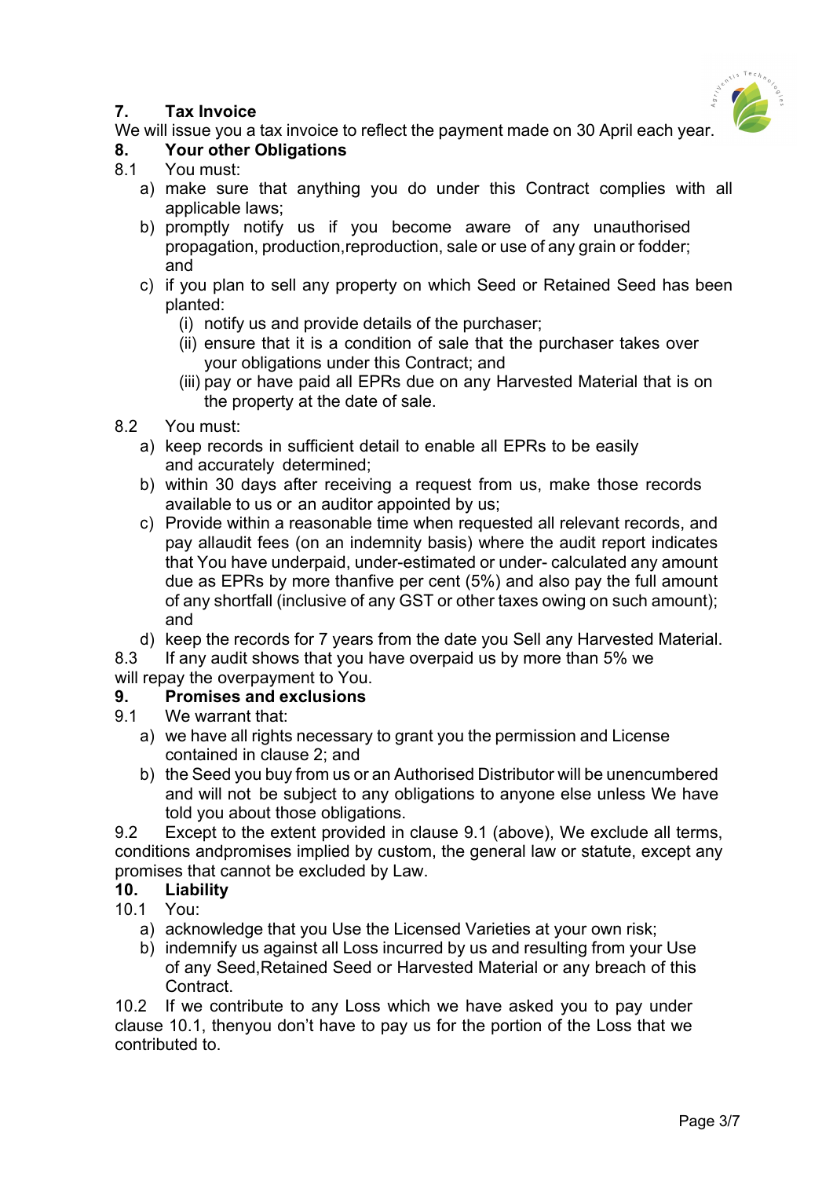## 7. Tax Invoice

We will issue you a tax invoice to reflect the payment made on 30 April each year.

## 8. Your other Obligations

8.1 You must:

a) make sure that anything you do under this Contract complies with all applicable laws;

b) promptly notify us if you become aware of any unauthorised propagation, production,reproduction, sale or use of any grain or fodder; and

c) if you plan to sell any property on which Seed or Retained Seed has been planted:

   (i) notify us and provide details of the purchaser;

   (ii) ensure that it is a condition of sale that the purchaser takes over your obligations under this Contract; and

   (iii) pay or have paid all EPRs due on any Harvested Material that is on the property at the date of sale.

8.2 You must:

a) keep records in sufficient detail to enable all EPRs to be easily and accurately determined;

b) within 30 days after receiving a request from us, make those records available to us or an auditor appointed by us;

c) Provide within a reasonable time when requested all relevant records, and pay allaudit fees (on an indemnity basis) where the audit report indicates that You have underpaid, under-estimated or under- calculated any amount due as EPRs by more thanfive per cent (5%) and also pay the full amount of any shortfall (inclusive of any GST or other taxes owing on such amount); and

d) keep the records for 7 years from the date you Sell any Harvested Material.

8.3 If any audit shows that you have overpaid us by more than 5% we will repay the overpayment to You.

## 9. Promises and exclusions

9.1 We warrant that:

a) we have all rights necessary to grant you the permission and License contained in clause 2; and

b) the Seed you buy from us or an Authorised Distributor will be unencumbered and will not be subject to any obligations to anyone else unless We have told you about those obligations.

9.2 Except to the extent provided in clause 9.1 (above), We exclude all terms, conditions andpromises implied by custom, the general law or statute, except any promises that cannot be excluded by Law.

## 10. Liability

10.1 You:

a) acknowledge that you Use the Licensed Varieties at your own risk;

b) indemnify us against all Loss incurred by us and resulting from your Use of any Seed,Retained Seed or Harvested Material or any breach of this Contract.

10.2 If we contribute to any Loss which we have asked you to pay under clause 10.1, thenyou don't have to pay us for the portion of the Loss that we contributed to.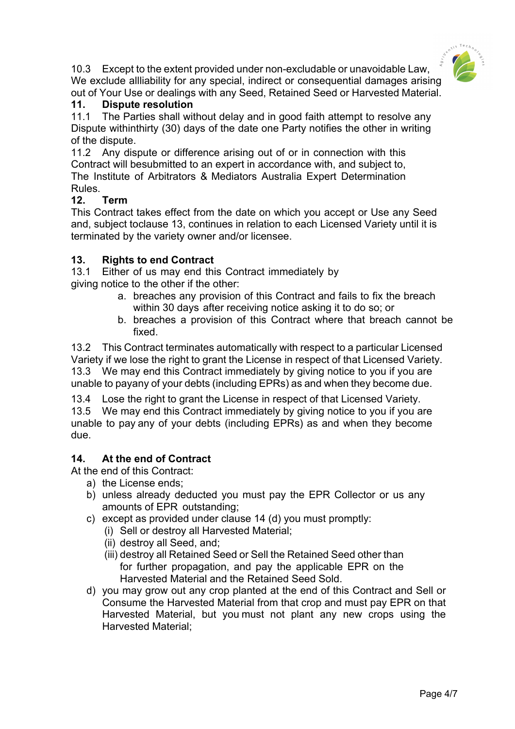10.3 Except to the extent provided under non-excludable or unavoidable Law, We exclude allliability for any special, indirect or consequential damages arising out of Your Use or dealings with any Seed, Retained Seed or Harvested Material.

## 11. Dispute resolution

11.1 The Parties shall without delay and in good faith attempt to resolve any Dispute withinthirty (30) days of the date one Party notifies the other in writing of the dispute.

11.2 Any dispute or difference arising out of or in connection with this Contract will besubmitted to an expert in accordance with, and subject to, The Institute of Arbitrators & Mediators Australia Expert Determination Rules.

## 12. Term

This Contract takes effect from the date on which you accept or Use any Seed and, subject toclause 13, continues in relation to each Licensed Variety until it is terminated by the variety owner and/or licensee.

## 13. Rights to end Contract

13.1 Either of us may end this Contract immediately by giving notice to the other if the other:

a. breaches any provision of this Contract and fails to fix the breach within 30 days after receiving notice asking it to do so; or
b. breaches a provision of this Contract where that breach cannot be fixed.

13.2 This Contract terminates automatically with respect to a particular Licensed Variety if we lose the right to grant the License in respect of that Licensed Variety.

13.3 We may end this Contract immediately by giving notice to you if you are unable to payany of your debts (including EPRs) as and when they become due.

13.4 Lose the right to grant the License in respect of that Licensed Variety.

13.5 We may end this Contract immediately by giving notice to you if you are unable to pay any of your debts (including EPRs) as and when they become due.

## 14. At the end of Contract

At the end of this Contract:

a) the License ends;
b) unless already deducted you must pay the EPR Collector or us any amounts of EPR outstanding;
c) except as provided under clause 14 (d) you must promptly:
   (i) Sell or destroy all Harvested Material;
   (ii) destroy all Seed, and;
   (iii) destroy all Retained Seed or Sell the Retained Seed other than for further propagation, and pay the applicable EPR on the Harvested Material and the Retained Seed Sold.
d) you may grow out any crop planted at the end of this Contract and Sell or Consume the Harvested Material from that crop and must pay EPR on that Harvested Material, but you must not plant any new crops using the Harvested Material;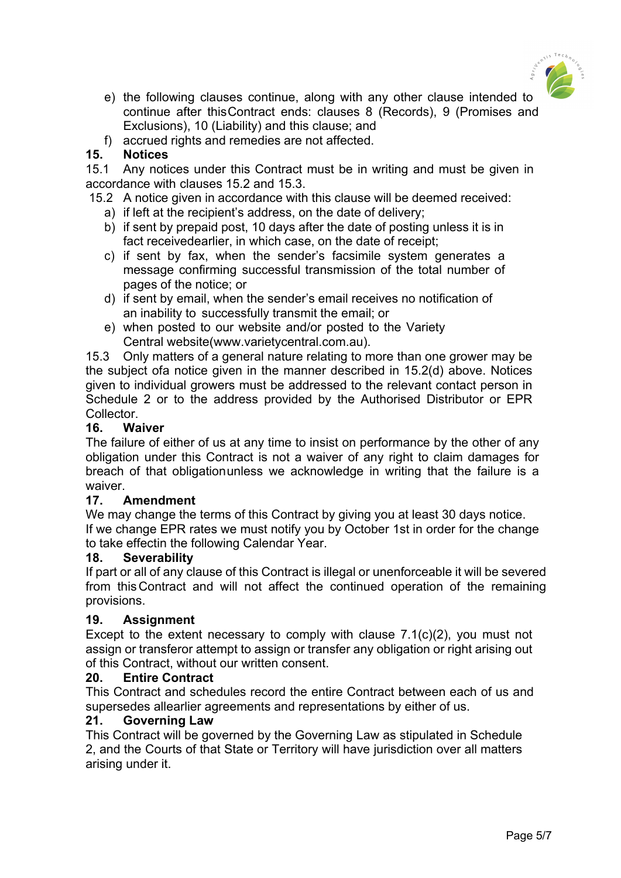e) the following clauses continue, along with any other clause intended to continue after this Contract ends: clauses 8 (Records), 9 (Promises and Exclusions), 10 (Liability) and this clause; and

f) accrued rights and remedies are not affected.

## 15. Notices

15.1 Any notices under this Contract must be in writing and must be given in accordance with clauses 15.2 and 15.3.

15.2 A notice given in accordance with this clause will be deemed received:

a) if left at the recipient's address, on the date of delivery;

b) if sent by prepaid post, 10 days after the date of posting unless it is in fact receivedearlier, in which case, on the date of receipt;

c) if sent by fax, when the sender's facsimile system generates a message confirming successful transmission of the total number of pages of the notice; or

d) if sent by email, when the sender's email receives no notification of an inability to successfully transmit the email; or

e) when posted to our website and/or posted to the Variety Central website(www.varietycentral.com.au).

15.3 Only matters of a general nature relating to more than one grower may be the subject ofa notice given in the manner described in 15.2(d) above. Notices given to individual growers must be addressed to the relevant contact person in Schedule 2 or to the address provided by the Authorised Distributor or EPR Collector.

## 16. Waiver

The failure of either of us at any time to insist on performance by the other of any obligation under this Contract is not a waiver of any right to claim damages for breach of that obligationunless we acknowledge in writing that the failure is a waiver.

## 17. Amendment

We may change the terms of this Contract by giving you at least 30 days notice. If we change EPR rates we must notify you by October 1st in order for the change to take effectin the following Calendar Year.

## 18. Severability

If part or all of any clause of this Contract is illegal or unenforceable it will be severed from this Contract and will not affect the continued operation of the remaining provisions.

## 19. Assignment

Except to the extent necessary to comply with clause 7.1(c)(2), you must not assign or transferor attempt to assign or transfer any obligation or right arising out of this Contract, without our written consent.

## 20. Entire Contract

This Contract and schedules record the entire Contract between each of us and supersedes allearlier agreements and representations by either of us.

## 21. Governing Law

This Contract will be governed by the Governing Law as stipulated in Schedule 2, and the Courts of that State or Territory will have jurisdiction over all matters arising under it.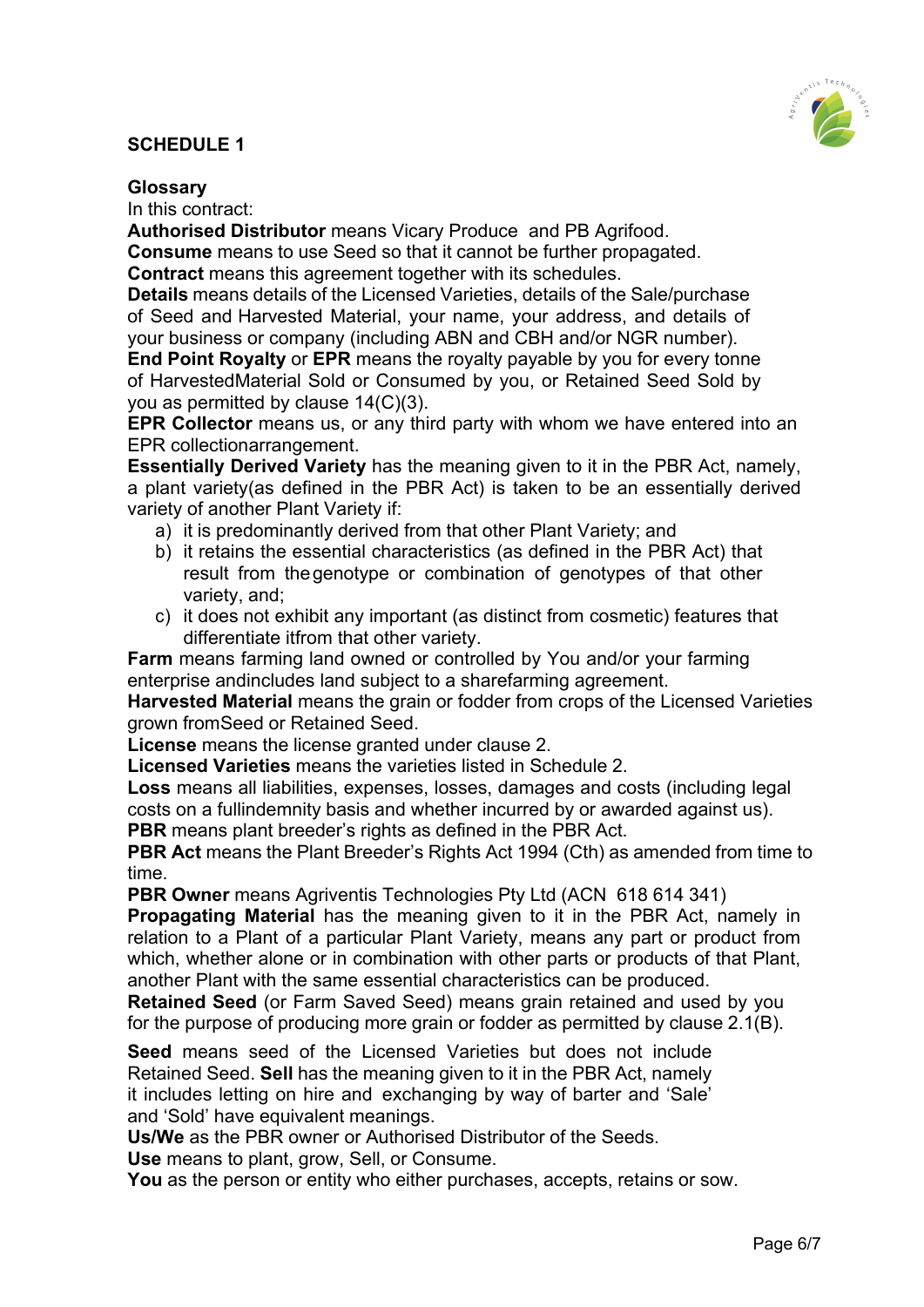## SCHEDULE 1

**Glossary**

In this contract:

**Authorised Distributor** means Vicary Produce and PB Agrifood.

**Consume** means to use Seed so that it cannot be further propagated.

**Contract** means this agreement together with its schedules.

**Details** means details of the Licensed Varieties, details of the Sale/purchase of Seed and Harvested Material, your name, your address, and details of your business or company (including ABN and CBH and/or NGR number).

**End Point Royalty** or **EPR** means the royalty payable by you for every tonne of HarvestedMaterial Sold or Consumed by you, or Retained Seed Sold by you as permitted by clause 14(C)(3).

**EPR Collector** means us, or any third party with whom we have entered into an EPR collectionarrangement.

**Essentially Derived Variety** has the meaning given to it in the PBR Act, namely, a plant variety(as defined in the PBR Act) is taken to be an essentially derived variety of another Plant Variety if:

a) it is predominantly derived from that other Plant Variety; and
b) it retains the essential characteristics (as defined in the PBR Act) that result from thegenotype or combination of genotypes of that other variety, and;
c) it does not exhibit any important (as distinct from cosmetic) features that differentiate itfrom that other variety.

**Farm** means farming land owned or controlled by You and/or your farming enterprise andincludes land subject to a sharefarming agreement.

**Harvested Material** means the grain or fodder from crops of the Licensed Varieties grown fromSeed or Retained Seed.

**License** means the license granted under clause 2.

**Licensed Varieties** means the varieties listed in Schedule 2.

**Loss** means all liabilities, expenses, losses, damages and costs (including legal costs on a fullindemnity basis and whether incurred by or awarded against us).

**PBR** means plant breeder's rights as defined in the PBR Act.

**PBR Act** means the Plant Breeder's Rights Act 1994 (Cth) as amended from time to time.

**PBR Owner** means Agriventis Technologies Pty Ltd (ACN 618 614 341)

**Propagating Material** has the meaning given to it in the PBR Act, namely in relation to a Plant of a particular Plant Variety, means any part or product from which, whether alone or in combination with other parts or products of that Plant, another Plant with the same essential characteristics can be produced.

**Retained Seed** (or Farm Saved Seed) means grain retained and used by you for the purpose of producing more grain or fodder as permitted by clause 2.1(B).

**Seed** means seed of the Licensed Varieties but does not include Retained Seed. **Sell** has the meaning given to it in the PBR Act, namely it includes letting on hire and exchanging by way of barter and 'Sale' and 'Sold' have equivalent meanings.

**Us/We** as the PBR owner or Authorised Distributor of the Seeds.

**Use** means to plant, grow, Sell, or Consume.

**You** as the person or entity who either purchases, accepts, retains or sow.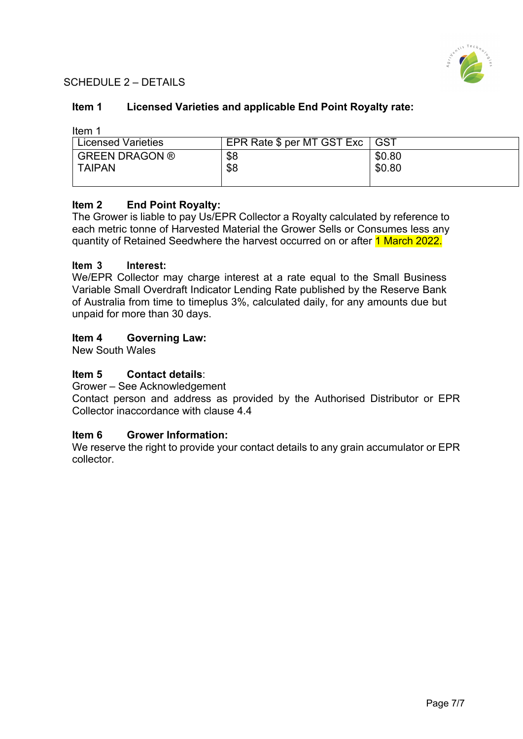SCHEDULE 2 – DETAILS

**Item 1 Licensed Varieties and applicable End Point Royalty rate:**

Item 1

| Licensed Varieties | EPR Rate $ per MT GST Exc | GST |
|---|---|---|
| GREEN DRAGON ® | $8 | $0.80 |
| TAIPAN | $8 | $0.80 |

**Item 2 End Point Royalty:**
The Grower is liable to pay Us/EPR Collector a Royalty calculated by reference to each metric tonne of Harvested Material the Grower Sells or Consumes less any quantity of Retained Seedwhere the harvest occurred on or after 1 March 2022.

**Item 3 Interest:**
We/EPR Collector may charge interest at a rate equal to the Small Business Variable Small Overdraft Indicator Lending Rate published by the Reserve Bank of Australia from time to timeplus 3%, calculated daily, for any amounts due but unpaid for more than 30 days.

**Item 4 Governing Law:**
New South Wales

**Item 5 Contact details**:
Grower – See Acknowledgement
Contact person and address as provided by the Authorised Distributor or EPR Collector inaccordance with clause 4.4

**Item 6 Grower Information:**
We reserve the right to provide your contact details to any grain accumulator or EPR collector.